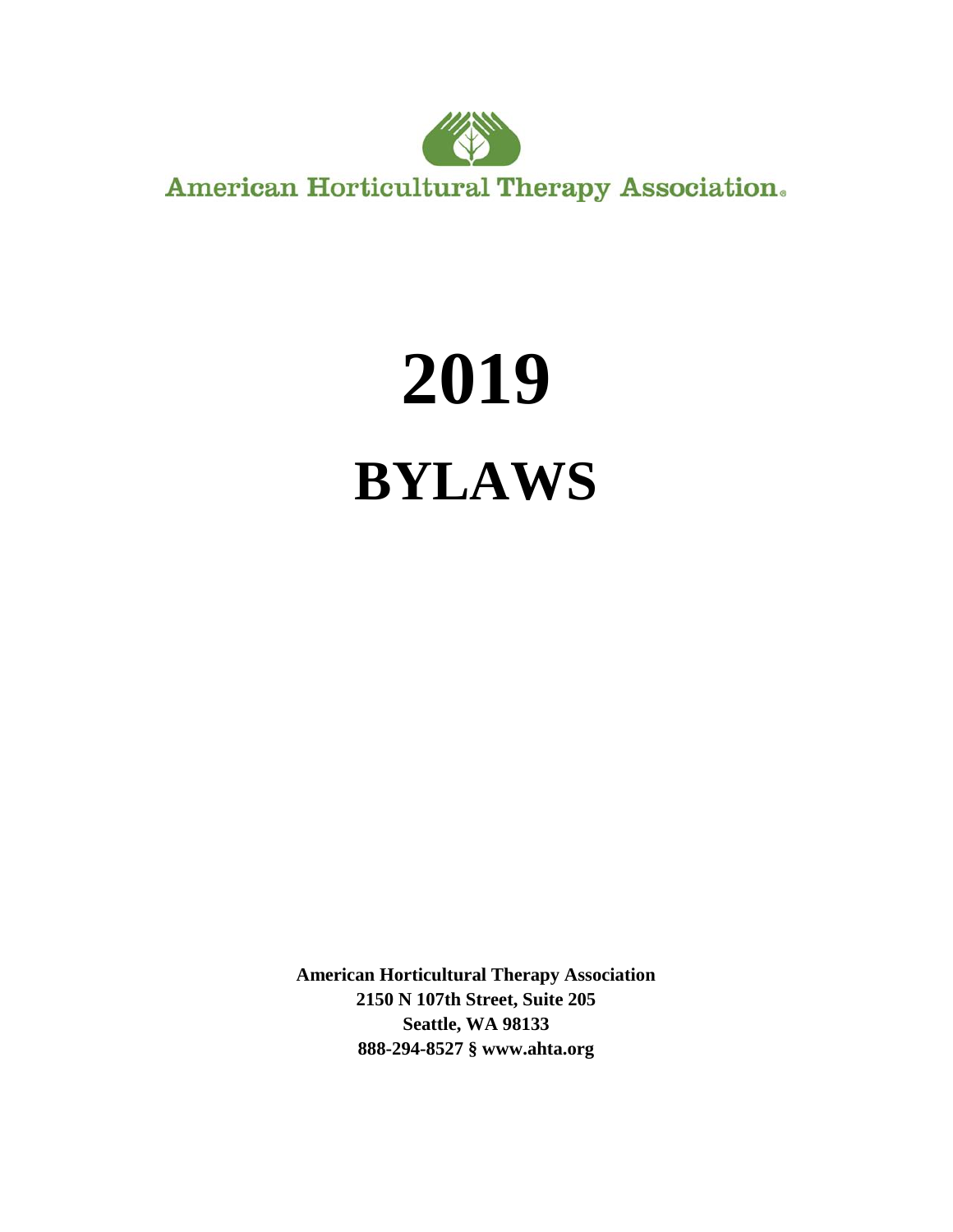American Horticultural Therapy Association®

# 2019

# BYLAWS

**American Horticultural Therapy Association**
**2150 N 107th Street, Suite 205**
**Seattle, WA 98133**
**888-294-8527 § www.ahta.org**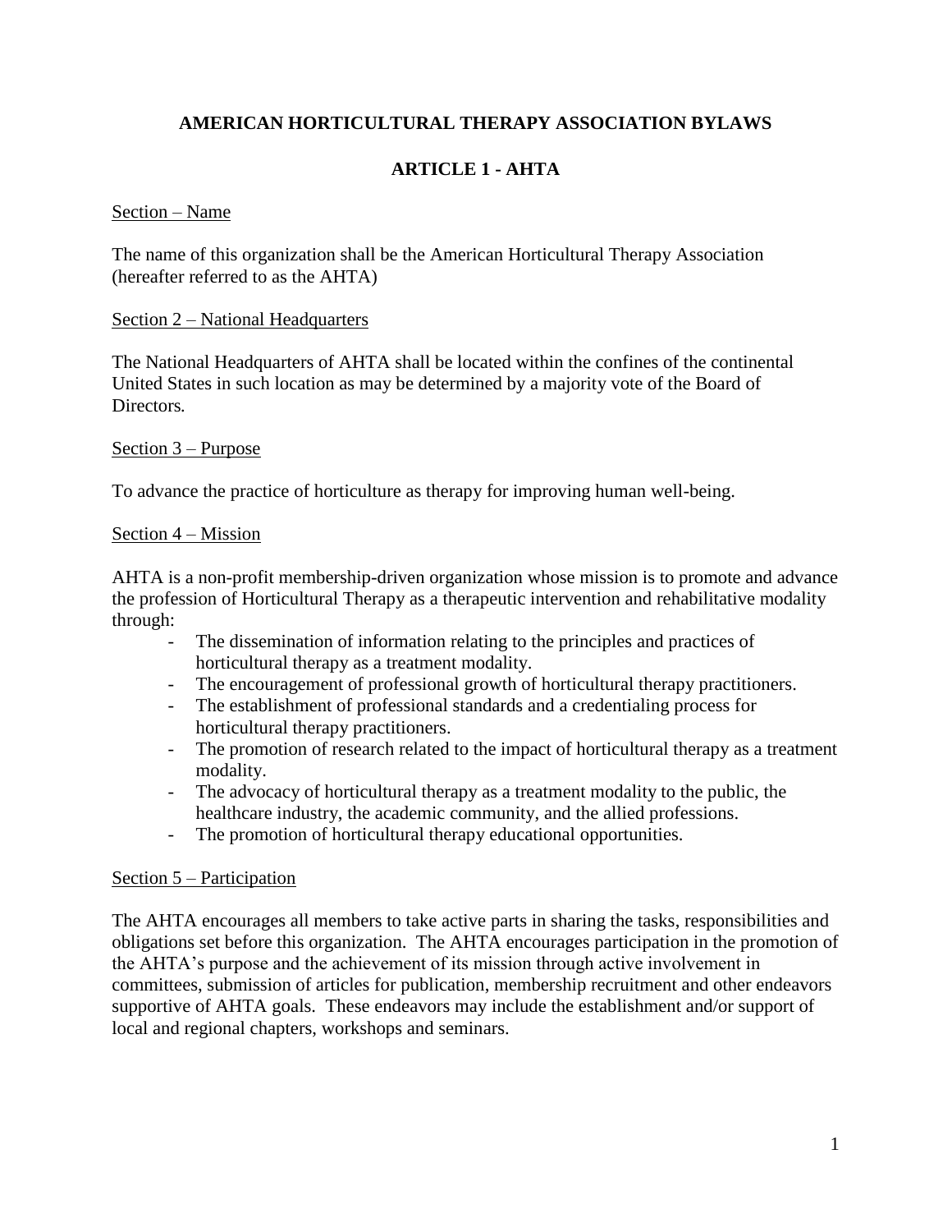# AMERICAN HORTICULTURAL THERAPY ASSOCIATION BYLAWS

## ARTICLE 1 - AHTA

Section – Name

The name of this organization shall be the American Horticultural Therapy Association (hereafter referred to as the AHTA)

Section 2 – National Headquarters

The National Headquarters of AHTA shall be located within the confines of the continental United States in such location as may be determined by a majority vote of the Board of Directors.

Section 3 – Purpose

To advance the practice of horticulture as therapy for improving human well-being.

Section 4 – Mission

AHTA is a non-profit membership-driven organization whose mission is to promote and advance the profession of Horticultural Therapy as a therapeutic intervention and rehabilitative modality through:

- The dissemination of information relating to the principles and practices of horticultural therapy as a treatment modality.
- The encouragement of professional growth of horticultural therapy practitioners.
- The establishment of professional standards and a credentialing process for horticultural therapy practitioners.
- The promotion of research related to the impact of horticultural therapy as a treatment modality.
- The advocacy of horticultural therapy as a treatment modality to the public, the healthcare industry, the academic community, and the allied professions.
- The promotion of horticultural therapy educational opportunities.

Section 5 – Participation

The AHTA encourages all members to take active parts in sharing the tasks, responsibilities and obligations set before this organization. The AHTA encourages participation in the promotion of the AHTA's purpose and the achievement of its mission through active involvement in committees, submission of articles for publication, membership recruitment and other endeavors supportive of AHTA goals. These endeavors may include the establishment and/or support of local and regional chapters, workshops and seminars.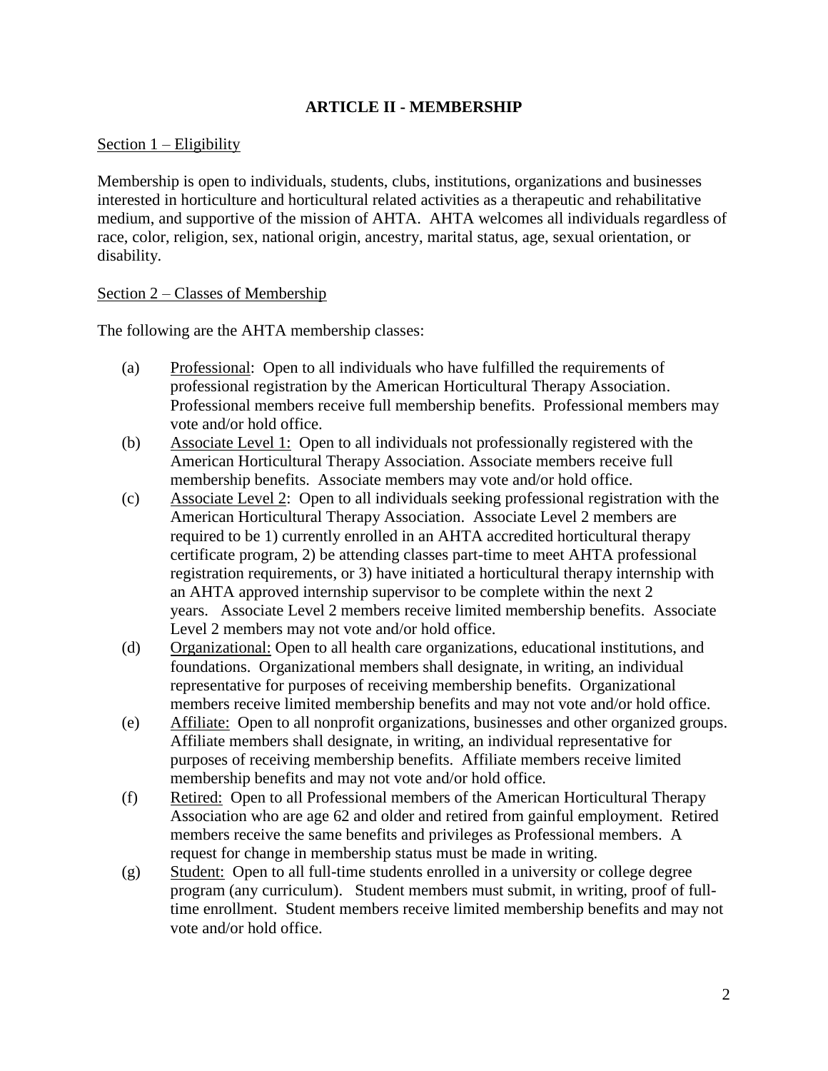## ARTICLE II - MEMBERSHIP

Section 1 – Eligibility

Membership is open to individuals, students, clubs, institutions, organizations and businesses interested in horticulture and horticultural related activities as a therapeutic and rehabilitative medium, and supportive of the mission of AHTA. AHTA welcomes all individuals regardless of race, color, religion, sex, national origin, ancestry, marital status, age, sexual orientation, or disability.

Section 2 – Classes of Membership

The following are the AHTA membership classes:

(a) Professional: Open to all individuals who have fulfilled the requirements of professional registration by the American Horticultural Therapy Association. Professional members receive full membership benefits. Professional members may vote and/or hold office.

(b) Associate Level 1: Open to all individuals not professionally registered with the American Horticultural Therapy Association. Associate members receive full membership benefits. Associate members may vote and/or hold office.

(c) Associate Level 2: Open to all individuals seeking professional registration with the American Horticultural Therapy Association. Associate Level 2 members are required to be 1) currently enrolled in an AHTA accredited horticultural therapy certificate program, 2) be attending classes part-time to meet AHTA professional registration requirements, or 3) have initiated a horticultural therapy internship with an AHTA approved internship supervisor to be complete within the next 2 years. Associate Level 2 members receive limited membership benefits. Associate Level 2 members may not vote and/or hold office.

(d) Organizational: Open to all health care organizations, educational institutions, and foundations. Organizational members shall designate, in writing, an individual representative for purposes of receiving membership benefits. Organizational members receive limited membership benefits and may not vote and/or hold office.

(e) Affiliate: Open to all nonprofit organizations, businesses and other organized groups. Affiliate members shall designate, in writing, an individual representative for purposes of receiving membership benefits. Affiliate members receive limited membership benefits and may not vote and/or hold office.

(f) Retired: Open to all Professional members of the American Horticultural Therapy Association who are age 62 and older and retired from gainful employment. Retired members receive the same benefits and privileges as Professional members. A request for change in membership status must be made in writing.

(g) Student: Open to all full-time students enrolled in a university or college degree program (any curriculum). Student members must submit, in writing, proof of full-time enrollment. Student members receive limited membership benefits and may not vote and/or hold office.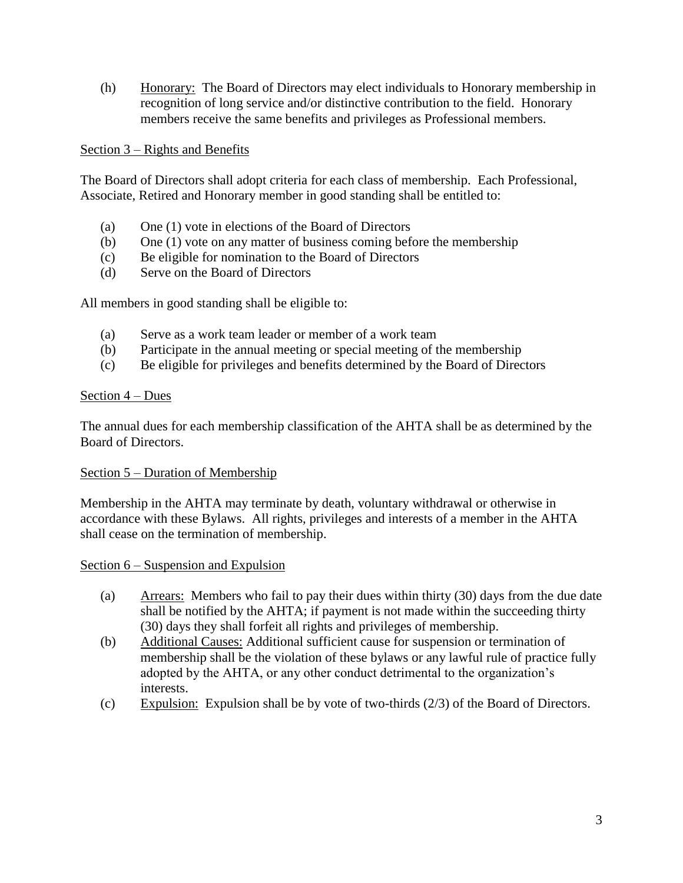(h) <u>Honorary:</u> The Board of Directors may elect individuals to Honorary membership in recognition of long service and/or distinctive contribution to the field. Honorary members receive the same benefits and privileges as Professional members.

<u>Section 3 – Rights and Benefits</u>

The Board of Directors shall adopt criteria for each class of membership. Each Professional, Associate, Retired and Honorary member in good standing shall be entitled to:

(a) One (1) vote in elections of the Board of Directors
(b) One (1) vote on any matter of business coming before the membership
(c) Be eligible for nomination to the Board of Directors
(d) Serve on the Board of Directors

All members in good standing shall be eligible to:

(a) Serve as a work team leader or member of a work team
(b) Participate in the annual meeting or special meeting of the membership
(c) Be eligible for privileges and benefits determined by the Board of Directors

<u>Section 4 – Dues</u>

The annual dues for each membership classification of the AHTA shall be as determined by the Board of Directors.

<u>Section 5 – Duration of Membership</u>

Membership in the AHTA may terminate by death, voluntary withdrawal or otherwise in accordance with these Bylaws. All rights, privileges and interests of a member in the AHTA shall cease on the termination of membership.

<u>Section 6 – Suspension and Expulsion</u>

(a) <u>Arrears:</u> Members who fail to pay their dues within thirty (30) days from the due date shall be notified by the AHTA; if payment is not made within the succeeding thirty (30) days they shall forfeit all rights and privileges of membership.
(b) <u>Additional Causes:</u> Additional sufficient cause for suspension or termination of membership shall be the violation of these bylaws or any lawful rule of practice fully adopted by the AHTA, or any other conduct detrimental to the organization's interests.
(c) <u>Expulsion:</u> Expulsion shall be by vote of two-thirds (2/3) of the Board of Directors.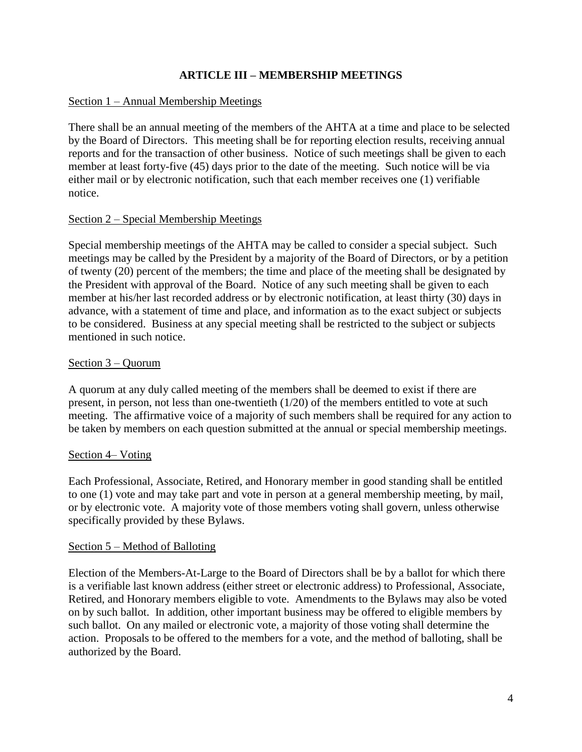## ARTICLE III – MEMBERSHIP MEETINGS

Section 1 – Annual Membership Meetings

There shall be an annual meeting of the members of the AHTA at a time and place to be selected by the Board of Directors. This meeting shall be for reporting election results, receiving annual reports and for the transaction of other business. Notice of such meetings shall be given to each member at least forty-five (45) days prior to the date of the meeting. Such notice will be via either mail or by electronic notification, such that each member receives one (1) verifiable notice.

Section 2 – Special Membership Meetings

Special membership meetings of the AHTA may be called to consider a special subject. Such meetings may be called by the President by a majority of the Board of Directors, or by a petition of twenty (20) percent of the members; the time and place of the meeting shall be designated by the President with approval of the Board. Notice of any such meeting shall be given to each member at his/her last recorded address or by electronic notification, at least thirty (30) days in advance, with a statement of time and place, and information as to the exact subject or subjects to be considered. Business at any special meeting shall be restricted to the subject or subjects mentioned in such notice.

Section 3 – Quorum

A quorum at any duly called meeting of the members shall be deemed to exist if there are present, in person, not less than one-twentieth (1/20) of the members entitled to vote at such meeting. The affirmative voice of a majority of such members shall be required for any action to be taken by members on each question submitted at the annual or special membership meetings.

Section 4– Voting

Each Professional, Associate, Retired, and Honorary member in good standing shall be entitled to one (1) vote and may take part and vote in person at a general membership meeting, by mail, or by electronic vote. A majority vote of those members voting shall govern, unless otherwise specifically provided by these Bylaws.

Section 5 – Method of Balloting

Election of the Members-At-Large to the Board of Directors shall be by a ballot for which there is a verifiable last known address (either street or electronic address) to Professional, Associate, Retired, and Honorary members eligible to vote. Amendments to the Bylaws may also be voted on by such ballot. In addition, other important business may be offered to eligible members by such ballot. On any mailed or electronic vote, a majority of those voting shall determine the action. Proposals to be offered to the members for a vote, and the method of balloting, shall be authorized by the Board.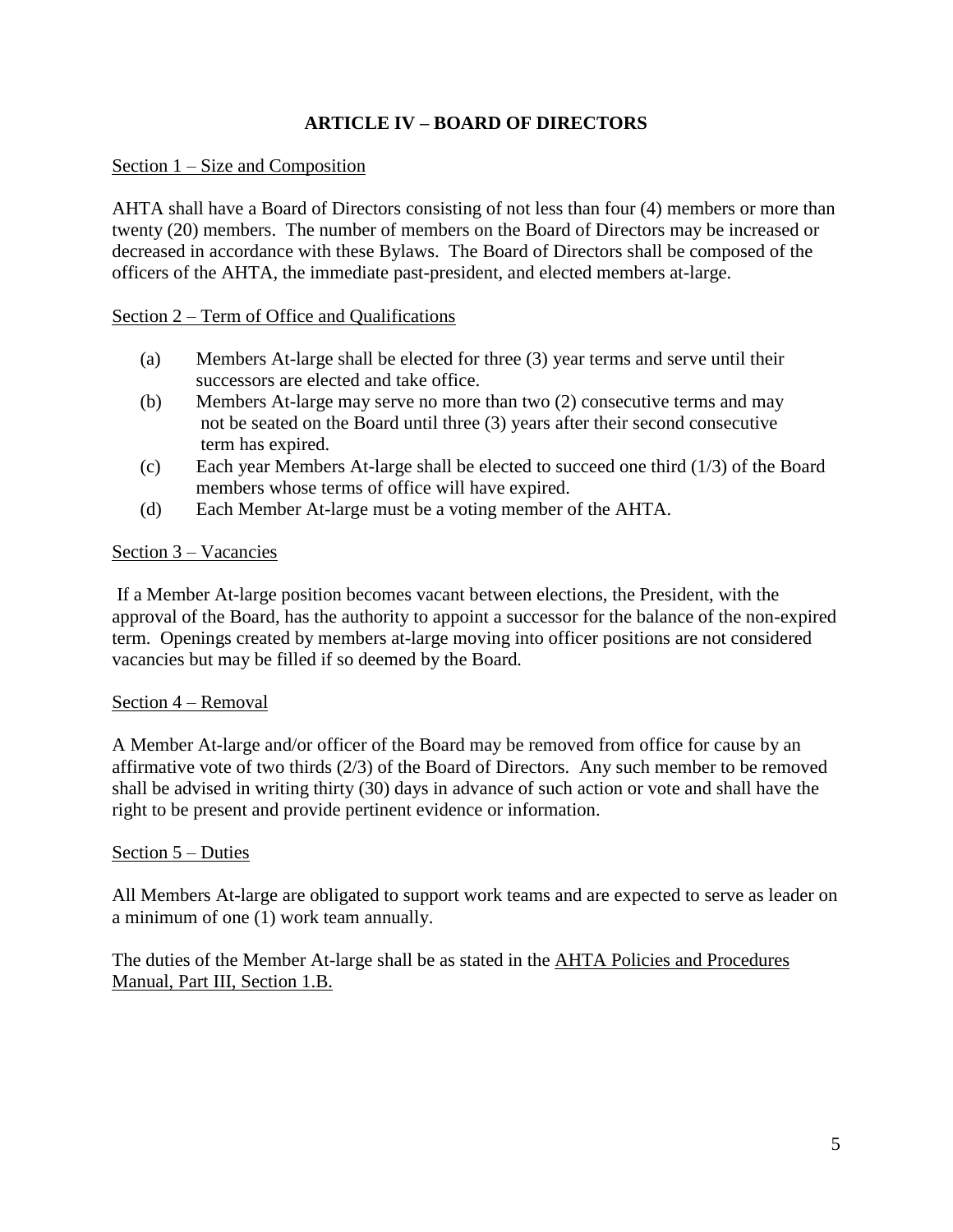## ARTICLE IV – BOARD OF DIRECTORS

Section 1 – Size and Composition

AHTA shall have a Board of Directors consisting of not less than four (4) members or more than twenty (20) members. The number of members on the Board of Directors may be increased or decreased in accordance with these Bylaws. The Board of Directors shall be composed of the officers of the AHTA, the immediate past-president, and elected members at-large.

Section 2 – Term of Office and Qualifications

(a) Members At-large shall be elected for three (3) year terms and serve until their successors are elected and take office.

(b) Members At-large may serve no more than two (2) consecutive terms and may not be seated on the Board until three (3) years after their second consecutive term has expired.

(c) Each year Members At-large shall be elected to succeed one third (1/3) of the Board members whose terms of office will have expired.

(d) Each Member At-large must be a voting member of the AHTA.

Section 3 – Vacancies

If a Member At-large position becomes vacant between elections, the President, with the approval of the Board, has the authority to appoint a successor for the balance of the non-expired term. Openings created by members at-large moving into officer positions are not considered vacancies but may be filled if so deemed by the Board.

Section 4 – Removal

A Member At-large and/or officer of the Board may be removed from office for cause by an affirmative vote of two thirds (2/3) of the Board of Directors. Any such member to be removed shall be advised in writing thirty (30) days in advance of such action or vote and shall have the right to be present and provide pertinent evidence or information.

Section 5 – Duties

All Members At-large are obligated to support work teams and are expected to serve as leader on a minimum of one (1) work team annually.

The duties of the Member At-large shall be as stated in the AHTA Policies and Procedures Manual, Part III, Section 1.B.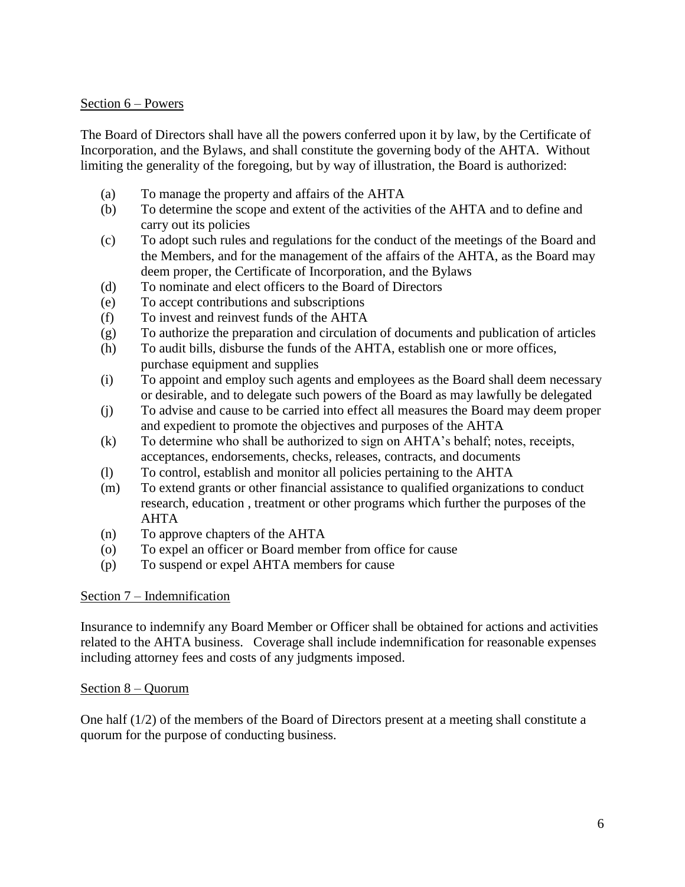<u>Section 6 – Powers</u>

The Board of Directors shall have all the powers conferred upon it by law, by the Certificate of Incorporation, and the Bylaws, and shall constitute the governing body of the AHTA. Without limiting the generality of the foregoing, but by way of illustration, the Board is authorized:

(a) To manage the property and affairs of the AHTA
(b) To determine the scope and extent of the activities of the AHTA and to define and carry out its policies
(c) To adopt such rules and regulations for the conduct of the meetings of the Board and the Members, and for the management of the affairs of the AHTA, as the Board may deem proper, the Certificate of Incorporation, and the Bylaws
(d) To nominate and elect officers to the Board of Directors
(e) To accept contributions and subscriptions
(f) To invest and reinvest funds of the AHTA
(g) To authorize the preparation and circulation of documents and publication of articles
(h) To audit bills, disburse the funds of the AHTA, establish one or more offices, purchase equipment and supplies
(i) To appoint and employ such agents and employees as the Board shall deem necessary or desirable, and to delegate such powers of the Board as may lawfully be delegated
(j) To advise and cause to be carried into effect all measures the Board may deem proper and expedient to promote the objectives and purposes of the AHTA
(k) To determine who shall be authorized to sign on AHTA's behalf; notes, receipts, acceptances, endorsements, checks, releases, contracts, and documents
(l) To control, establish and monitor all policies pertaining to the AHTA
(m) To extend grants or other financial assistance to qualified organizations to conduct research, education , treatment or other programs which further the purposes of the AHTA
(n) To approve chapters of the AHTA
(o) To expel an officer or Board member from office for cause
(p) To suspend or expel AHTA members for cause

<u>Section 7 – Indemnification</u>

Insurance to indemnify any Board Member or Officer shall be obtained for actions and activities related to the AHTA business. Coverage shall include indemnification for reasonable expenses including attorney fees and costs of any judgments imposed.

<u>Section 8 – Quorum</u>

One half (1/2) of the members of the Board of Directors present at a meeting shall constitute a quorum for the purpose of conducting business.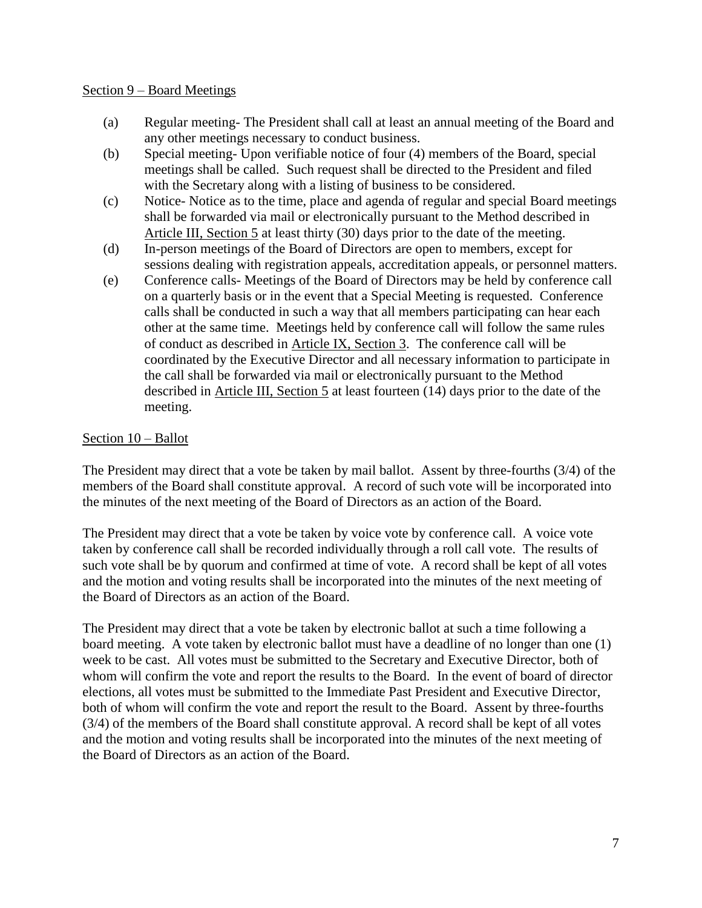Section 9 – Board Meetings

(a) Regular meeting- The President shall call at least an annual meeting of the Board and any other meetings necessary to conduct business.

(b) Special meeting- Upon verifiable notice of four (4) members of the Board, special meetings shall be called. Such request shall be directed to the President and filed with the Secretary along with a listing of business to be considered.

(c) Notice- Notice as to the time, place and agenda of regular and special Board meetings shall be forwarded via mail or electronically pursuant to the Method described in Article III, Section 5 at least thirty (30) days prior to the date of the meeting.

(d) In-person meetings of the Board of Directors are open to members, except for sessions dealing with registration appeals, accreditation appeals, or personnel matters.

(e) Conference calls- Meetings of the Board of Directors may be held by conference call on a quarterly basis or in the event that a Special Meeting is requested. Conference calls shall be conducted in such a way that all members participating can hear each other at the same time. Meetings held by conference call will follow the same rules of conduct as described in Article IX, Section 3. The conference call will be coordinated by the Executive Director and all necessary information to participate in the call shall be forwarded via mail or electronically pursuant to the Method described in Article III, Section 5 at least fourteen (14) days prior to the date of the meeting.

Section 10 – Ballot

The President may direct that a vote be taken by mail ballot. Assent by three-fourths (3/4) of the members of the Board shall constitute approval. A record of such vote will be incorporated into the minutes of the next meeting of the Board of Directors as an action of the Board.

The President may direct that a vote be taken by voice vote by conference call. A voice vote taken by conference call shall be recorded individually through a roll call vote. The results of such vote shall be by quorum and confirmed at time of vote. A record shall be kept of all votes and the motion and voting results shall be incorporated into the minutes of the next meeting of the Board of Directors as an action of the Board.

The President may direct that a vote be taken by electronic ballot at such a time following a board meeting. A vote taken by electronic ballot must have a deadline of no longer than one (1) week to be cast. All votes must be submitted to the Secretary and Executive Director, both of whom will confirm the vote and report the results to the Board. In the event of board of director elections, all votes must be submitted to the Immediate Past President and Executive Director, both of whom will confirm the vote and report the result to the Board. Assent by three-fourths (3/4) of the members of the Board shall constitute approval. A record shall be kept of all votes and the motion and voting results shall be incorporated into the minutes of the next meeting of the Board of Directors as an action of the Board.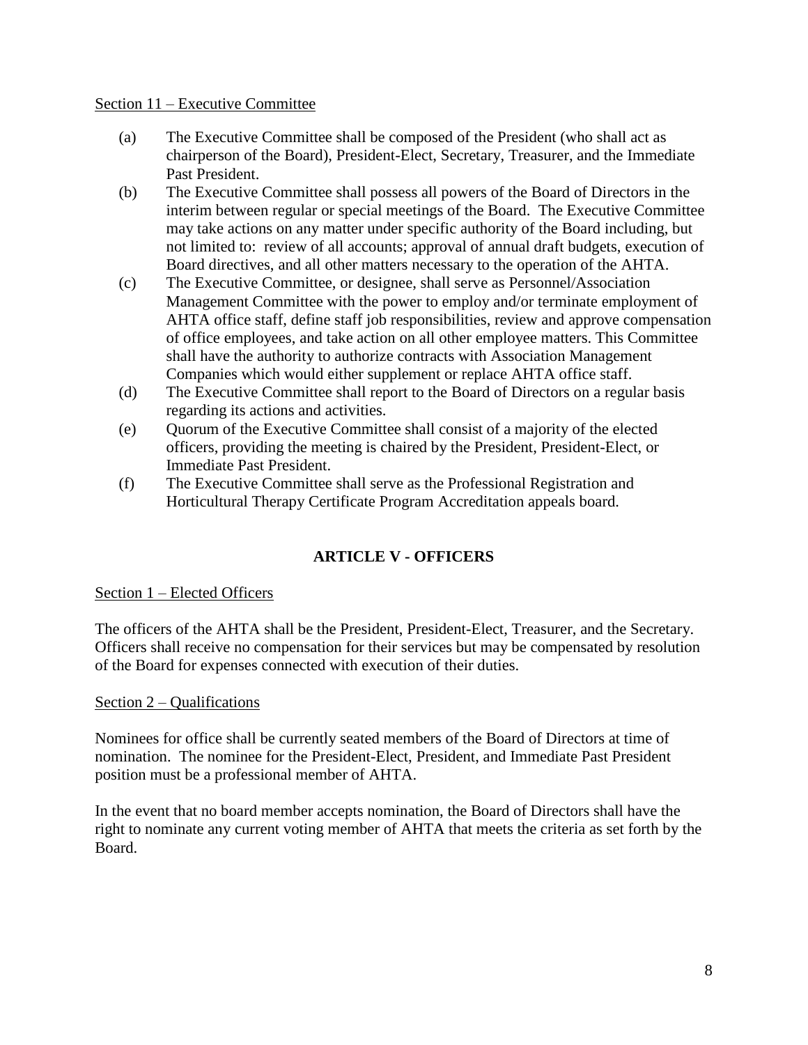Section 11 – Executive Committee

(a) The Executive Committee shall be composed of the President (who shall act as chairperson of the Board), President-Elect, Secretary, Treasurer, and the Immediate Past President.

(b) The Executive Committee shall possess all powers of the Board of Directors in the interim between regular or special meetings of the Board. The Executive Committee may take actions on any matter under specific authority of the Board including, but not limited to: review of all accounts; approval of annual draft budgets, execution of Board directives, and all other matters necessary to the operation of the AHTA.

(c) The Executive Committee, or designee, shall serve as Personnel/Association Management Committee with the power to employ and/or terminate employment of AHTA office staff, define staff job responsibilities, review and approve compensation of office employees, and take action on all other employee matters. This Committee shall have the authority to authorize contracts with Association Management Companies which would either supplement or replace AHTA office staff.

(d) The Executive Committee shall report to the Board of Directors on a regular basis regarding its actions and activities.

(e) Quorum of the Executive Committee shall consist of a majority of the elected officers, providing the meeting is chaired by the President, President-Elect, or Immediate Past President.

(f) The Executive Committee shall serve as the Professional Registration and Horticultural Therapy Certificate Program Accreditation appeals board.

## ARTICLE V - OFFICERS

Section 1 – Elected Officers

The officers of the AHTA shall be the President, President-Elect, Treasurer, and the Secretary. Officers shall receive no compensation for their services but may be compensated by resolution of the Board for expenses connected with execution of their duties.

Section 2 – Qualifications

Nominees for office shall be currently seated members of the Board of Directors at time of nomination. The nominee for the President-Elect, President, and Immediate Past President position must be a professional member of AHTA.

In the event that no board member accepts nomination, the Board of Directors shall have the right to nominate any current voting member of AHTA that meets the criteria as set forth by the Board.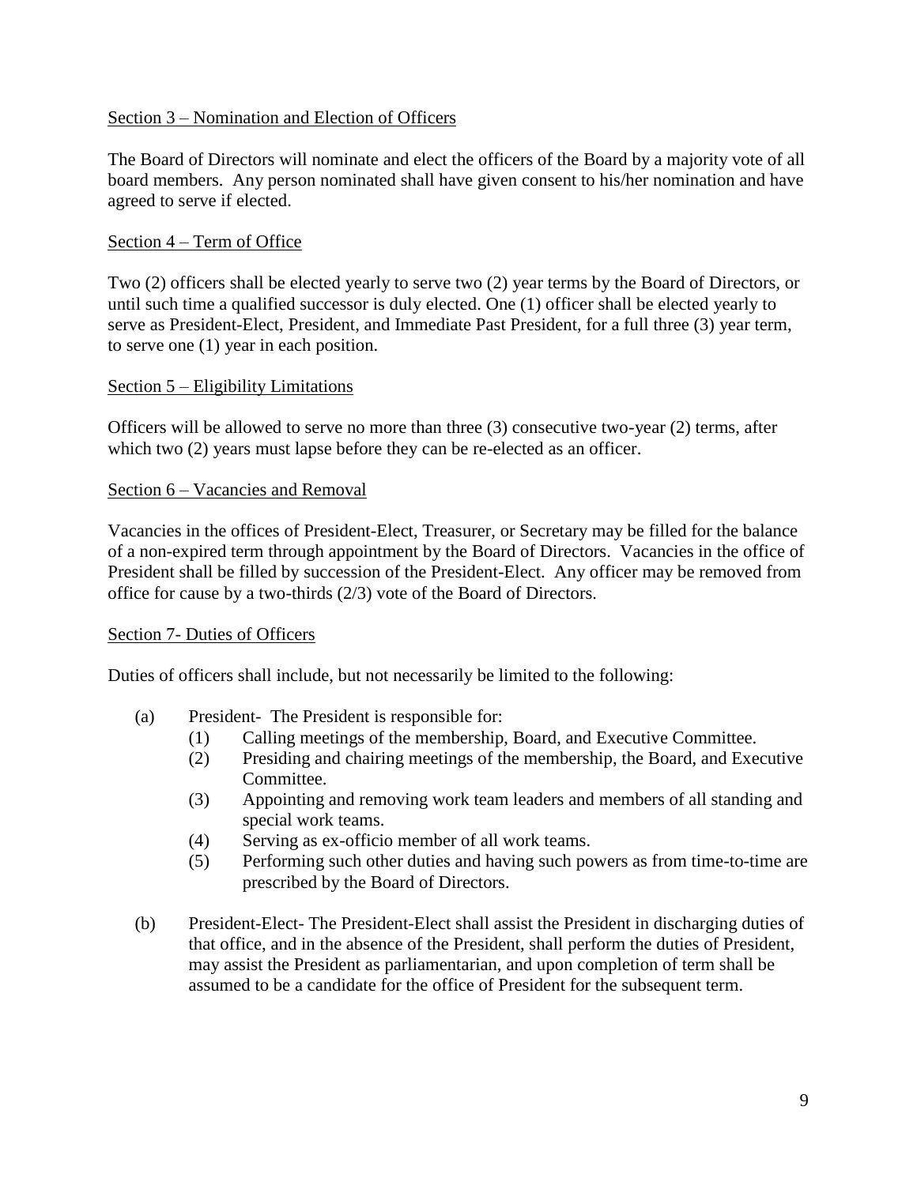Section 3 – Nomination and Election of Officers

The Board of Directors will nominate and elect the officers of the Board by a majority vote of all board members. Any person nominated shall have given consent to his/her nomination and have agreed to serve if elected.

Section 4 – Term of Office

Two (2) officers shall be elected yearly to serve two (2) year terms by the Board of Directors, or until such time a qualified successor is duly elected. One (1) officer shall be elected yearly to serve as President-Elect, President, and Immediate Past President, for a full three (3) year term, to serve one (1) year in each position.

Section 5 – Eligibility Limitations

Officers will be allowed to serve no more than three (3) consecutive two-year (2) terms, after which two (2) years must lapse before they can be re-elected as an officer.

Section 6 – Vacancies and Removal

Vacancies in the offices of President-Elect, Treasurer, or Secretary may be filled for the balance of a non-expired term through appointment by the Board of Directors. Vacancies in the office of President shall be filled by succession of the President-Elect. Any officer may be removed from office for cause by a two-thirds (2/3) vote of the Board of Directors.

Section 7- Duties of Officers

Duties of officers shall include, but not necessarily be limited to the following:

(a) President- The President is responsible for:
  (1) Calling meetings of the membership, Board, and Executive Committee.
  (2) Presiding and chairing meetings of the membership, the Board, and Executive Committee.
  (3) Appointing and removing work team leaders and members of all standing and special work teams.
  (4) Serving as ex-officio member of all work teams.
  (5) Performing such other duties and having such powers as from time-to-time are prescribed by the Board of Directors.

(b) President-Elect- The President-Elect shall assist the President in discharging duties of that office, and in the absence of the President, shall perform the duties of President, may assist the President as parliamentarian, and upon completion of term shall be assumed to be a candidate for the office of President for the subsequent term.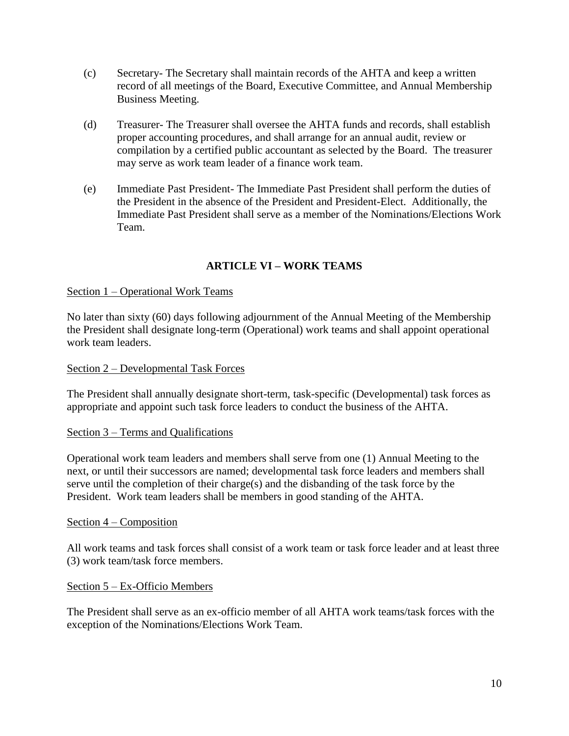(c) Secretary- The Secretary shall maintain records of the AHTA and keep a written record of all meetings of the Board, Executive Committee, and Annual Membership Business Meeting.

(d) Treasurer- The Treasurer shall oversee the AHTA funds and records, shall establish proper accounting procedures, and shall arrange for an annual audit, review or compilation by a certified public accountant as selected by the Board. The treasurer may serve as work team leader of a finance work team.

(e) Immediate Past President- The Immediate Past President shall perform the duties of the President in the absence of the President and President-Elect. Additionally, the Immediate Past President shall serve as a member of the Nominations/Elections Work Team.

## ARTICLE VI – WORK TEAMS

Section 1 – Operational Work Teams

No later than sixty (60) days following adjournment of the Annual Meeting of the Membership the President shall designate long-term (Operational) work teams and shall appoint operational work team leaders.

Section 2 – Developmental Task Forces

The President shall annually designate short-term, task-specific (Developmental) task forces as appropriate and appoint such task force leaders to conduct the business of the AHTA.

Section 3 – Terms and Qualifications

Operational work team leaders and members shall serve from one (1) Annual Meeting to the next, or until their successors are named; developmental task force leaders and members shall serve until the completion of their charge(s) and the disbanding of the task force by the President. Work team leaders shall be members in good standing of the AHTA.

Section 4 – Composition

All work teams and task forces shall consist of a work team or task force leader and at least three (3) work team/task force members.

Section 5 – Ex-Officio Members

The President shall serve as an ex-officio member of all AHTA work teams/task forces with the exception of the Nominations/Elections Work Team.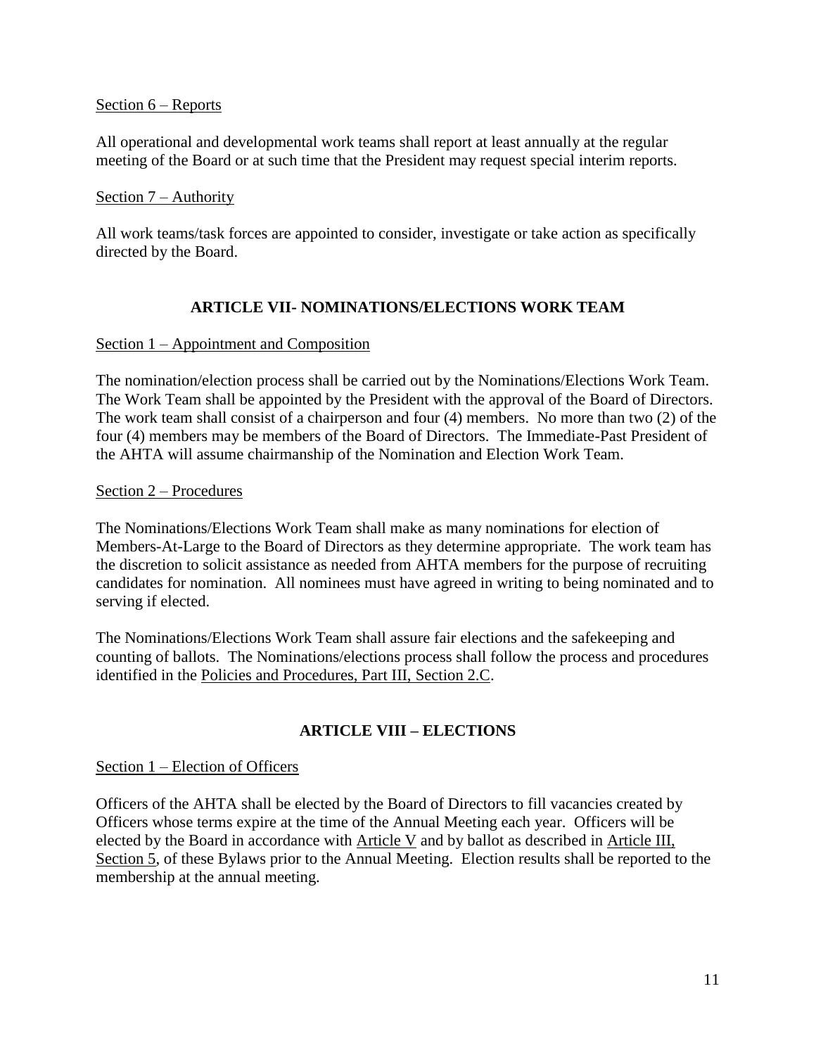Section 6 – Reports

All operational and developmental work teams shall report at least annually at the regular meeting of the Board or at such time that the President may request special interim reports.

Section 7 – Authority

All work teams/task forces are appointed to consider, investigate or take action as specifically directed by the Board.

## ARTICLE VII- NOMINATIONS/ELECTIONS WORK TEAM

Section 1 – Appointment and Composition

The nomination/election process shall be carried out by the Nominations/Elections Work Team. The Work Team shall be appointed by the President with the approval of the Board of Directors. The work team shall consist of a chairperson and four (4) members. No more than two (2) of the four (4) members may be members of the Board of Directors. The Immediate-Past President of the AHTA will assume chairmanship of the Nomination and Election Work Team.

Section 2 – Procedures

The Nominations/Elections Work Team shall make as many nominations for election of Members-At-Large to the Board of Directors as they determine appropriate. The work team has the discretion to solicit assistance as needed from AHTA members for the purpose of recruiting candidates for nomination. All nominees must have agreed in writing to being nominated and to serving if elected.

The Nominations/Elections Work Team shall assure fair elections and the safekeeping and counting of ballots. The Nominations/elections process shall follow the process and procedures identified in the Policies and Procedures, Part III, Section 2.C.

## ARTICLE VIII – ELECTIONS

Section 1 – Election of Officers

Officers of the AHTA shall be elected by the Board of Directors to fill vacancies created by Officers whose terms expire at the time of the Annual Meeting each year. Officers will be elected by the Board in accordance with Article V and by ballot as described in Article III, Section 5, of these Bylaws prior to the Annual Meeting. Election results shall be reported to the membership at the annual meeting.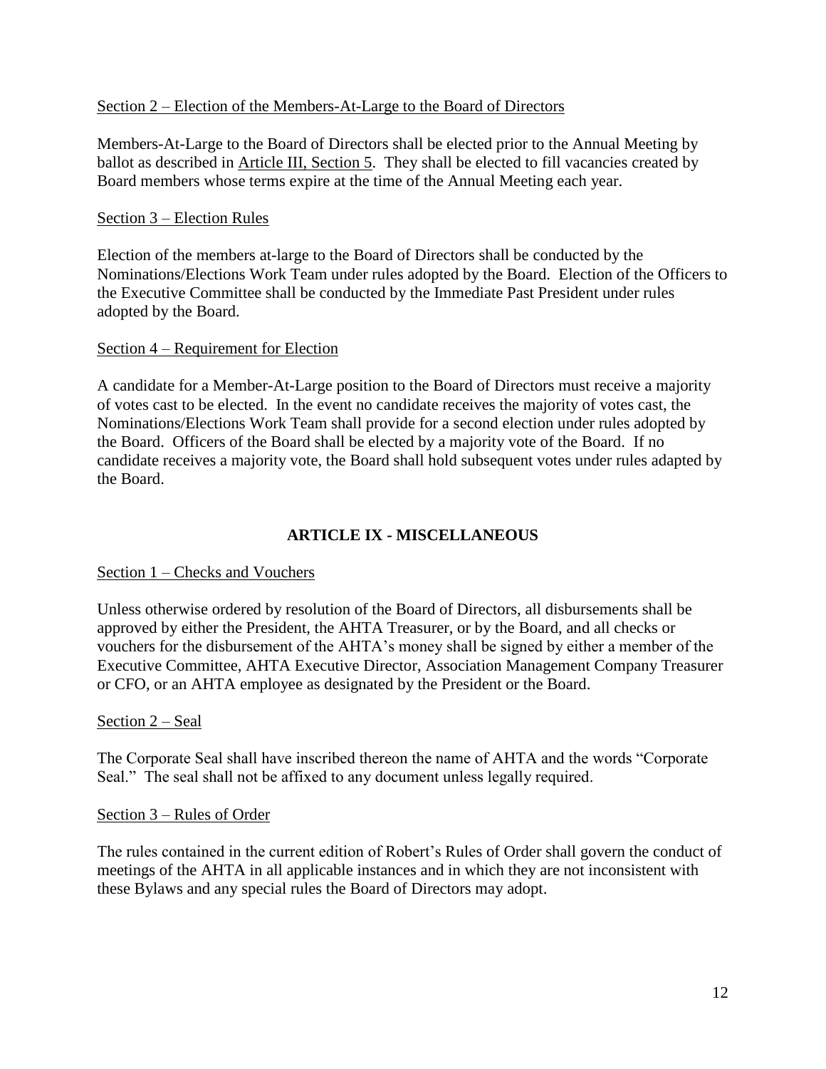Section 2 – Election of the Members-At-Large to the Board of Directors

Members-At-Large to the Board of Directors shall be elected prior to the Annual Meeting by ballot as described in Article III, Section 5. They shall be elected to fill vacancies created by Board members whose terms expire at the time of the Annual Meeting each year.

Section 3 – Election Rules

Election of the members at-large to the Board of Directors shall be conducted by the Nominations/Elections Work Team under rules adopted by the Board. Election of the Officers to the Executive Committee shall be conducted by the Immediate Past President under rules adopted by the Board.

Section 4 – Requirement for Election

A candidate for a Member-At-Large position to the Board of Directors must receive a majority of votes cast to be elected. In the event no candidate receives the majority of votes cast, the Nominations/Elections Work Team shall provide for a second election under rules adopted by the Board. Officers of the Board shall be elected by a majority vote of the Board. If no candidate receives a majority vote, the Board shall hold subsequent votes under rules adapted by the Board.

## ARTICLE IX - MISCELLANEOUS

Section 1 – Checks and Vouchers

Unless otherwise ordered by resolution of the Board of Directors, all disbursements shall be approved by either the President, the AHTA Treasurer, or by the Board, and all checks or vouchers for the disbursement of the AHTA's money shall be signed by either a member of the Executive Committee, AHTA Executive Director, Association Management Company Treasurer or CFO, or an AHTA employee as designated by the President or the Board.

Section 2 – Seal

The Corporate Seal shall have inscribed thereon the name of AHTA and the words "Corporate Seal." The seal shall not be affixed to any document unless legally required.

Section 3 – Rules of Order

The rules contained in the current edition of Robert's Rules of Order shall govern the conduct of meetings of the AHTA in all applicable instances and in which they are not inconsistent with these Bylaws and any special rules the Board of Directors may adopt.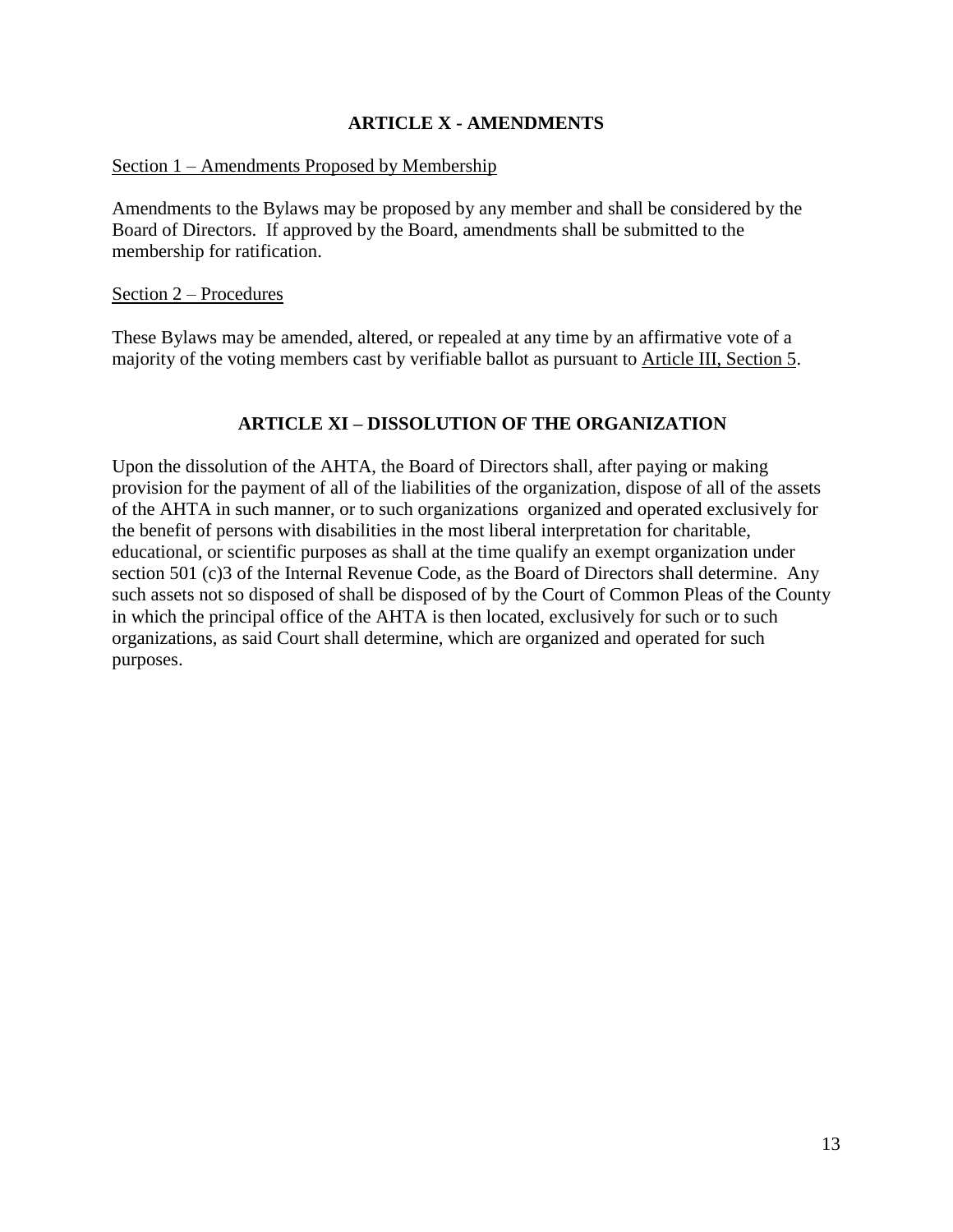## ARTICLE X - AMENDMENTS

Section 1 – Amendments Proposed by Membership

Amendments to the Bylaws may be proposed by any member and shall be considered by the Board of Directors. If approved by the Board, amendments shall be submitted to the membership for ratification.

Section 2 – Procedures

These Bylaws may be amended, altered, or repealed at any time by an affirmative vote of a majority of the voting members cast by verifiable ballot as pursuant to Article III, Section 5.

## ARTICLE XI – DISSOLUTION OF THE ORGANIZATION

Upon the dissolution of the AHTA, the Board of Directors shall, after paying or making provision for the payment of all of the liabilities of the organization, dispose of all of the assets of the AHTA in such manner, or to such organizations organized and operated exclusively for the benefit of persons with disabilities in the most liberal interpretation for charitable, educational, or scientific purposes as shall at the time qualify an exempt organization under section 501 (c)3 of the Internal Revenue Code, as the Board of Directors shall determine. Any such assets not so disposed of shall be disposed of by the Court of Common Pleas of the County in which the principal office of the AHTA is then located, exclusively for such or to such organizations, as said Court shall determine, which are organized and operated for such purposes.